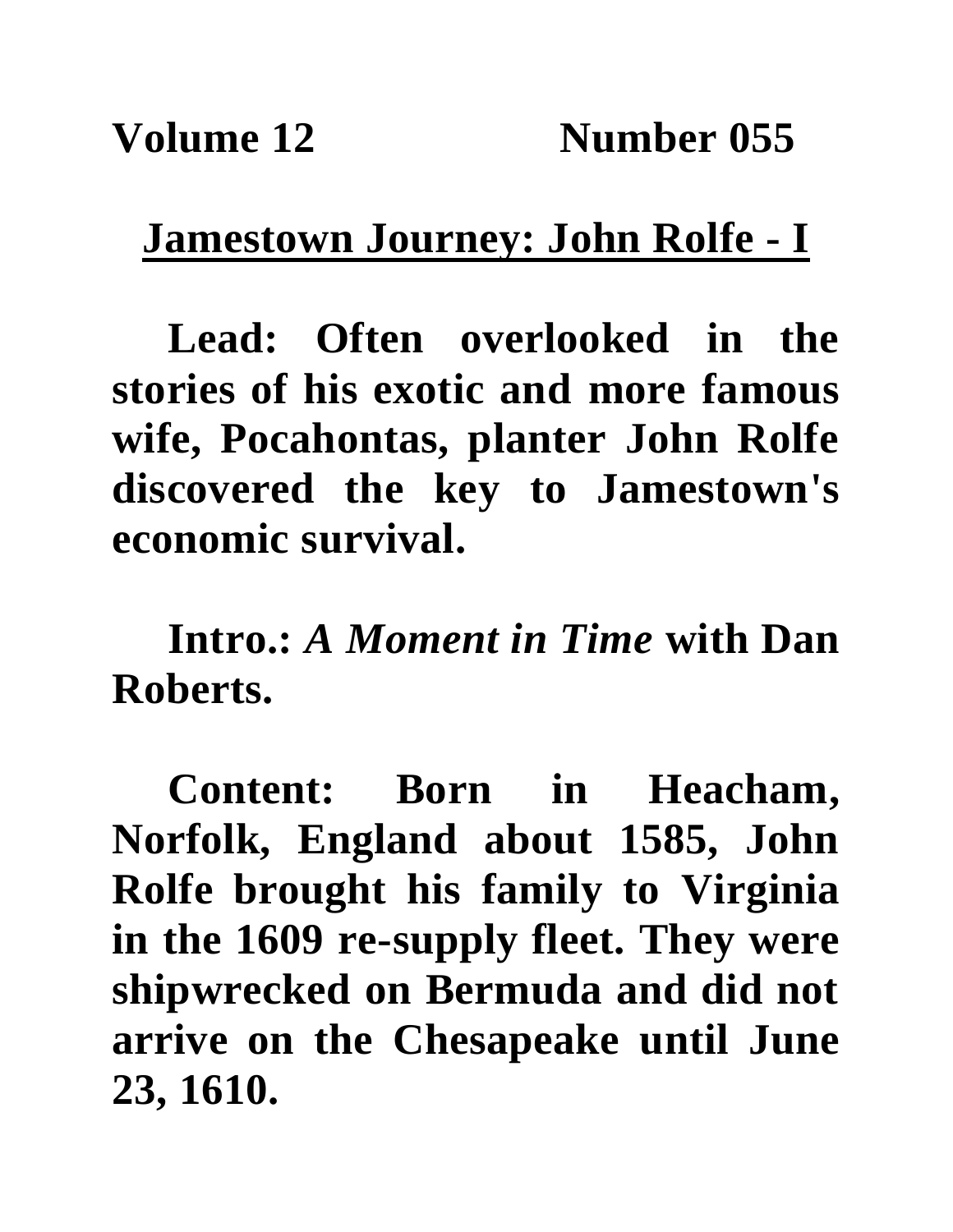**Volume 12 Number 055**

## Jamestown Journey: John Rolfe - I

**Lead: Often overlooked in the stories of his exotic and more famous wife, Pocahontas, planter John Rolfe discovered the key to Jamestown's economic survival.**

**Intro.:** ***A Moment in Time*** **with Dan Roberts.**

**Content: Born in Heacham, Norfolk, England about 1585, John Rolfe brought his family to Virginia in the 1609 re-supply fleet. They were shipwrecked on Bermuda and did not arrive on the Chesapeake until June 23, 1610.**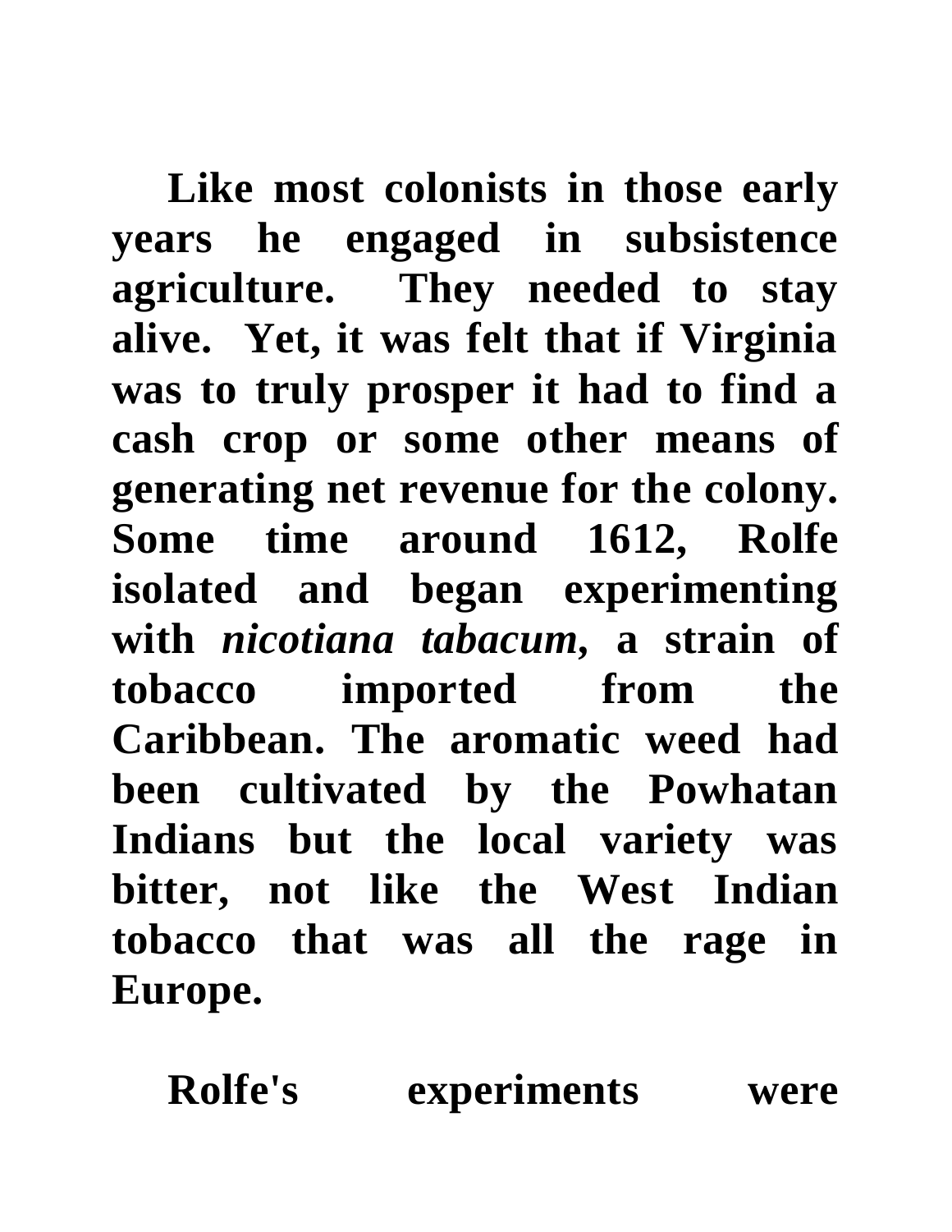**Like most colonists in those early years he engaged in subsistence agriculture. They needed to stay alive. Yet, it was felt that if Virginia was to truly prosper it had to find a cash crop or some other means of generating net revenue for the colony. Some time around 1612, Rolfe isolated and began experimenting with *nicotiana tabacum*, a strain of tobacco imported from the Caribbean. The aromatic weed had been cultivated by the Powhatan Indians but the local variety was bitter, not like the West Indian tobacco that was all the rage in Europe.**

**Rolfe's experiments were**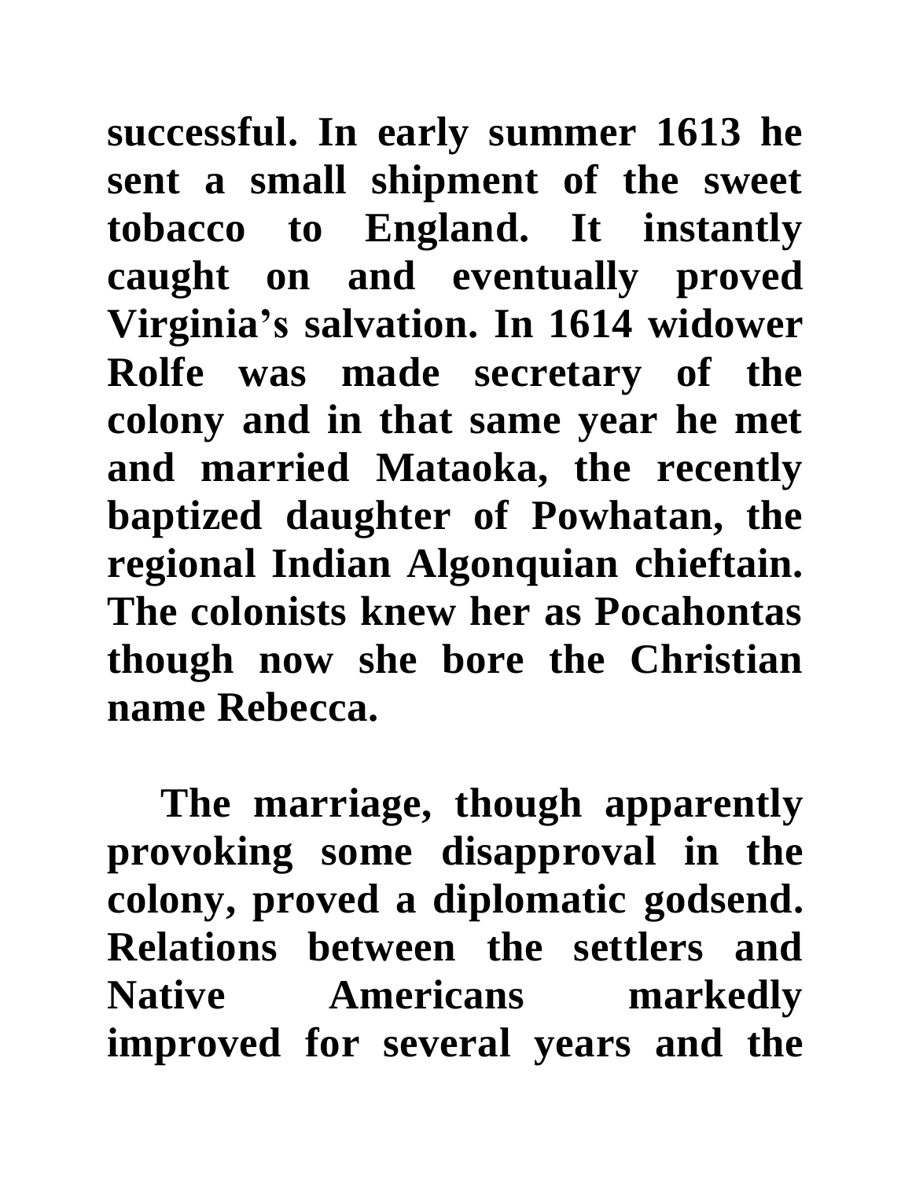**successful. In early summer 1613 he sent a small shipment of the sweet tobacco to England. It instantly caught on and eventually proved Virginia's salvation. In 1614 widower Rolfe was made secretary of the colony and in that same year he met and married Mataoka, the recently baptized daughter of Powhatan, the regional Indian Algonquian chieftain. The colonists knew her as Pocahontas though now she bore the Christian name Rebecca.**

**The marriage, though apparently provoking some disapproval in the colony, proved a diplomatic godsend. Relations between the settlers and Native Americans markedly improved for several years and the**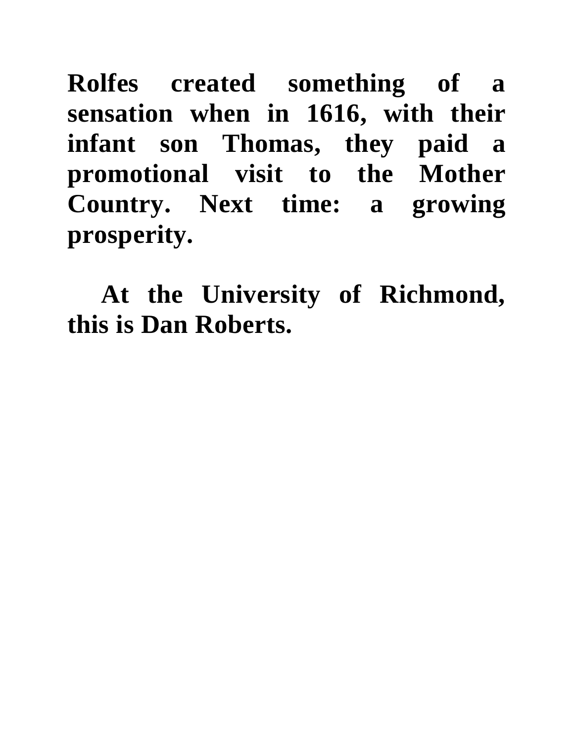**Rolfes created something of a sensation when in 1616, with their infant son Thomas, they paid a promotional visit to the Mother Country. Next time: a growing prosperity.**

**At the University of Richmond, this is Dan Roberts.**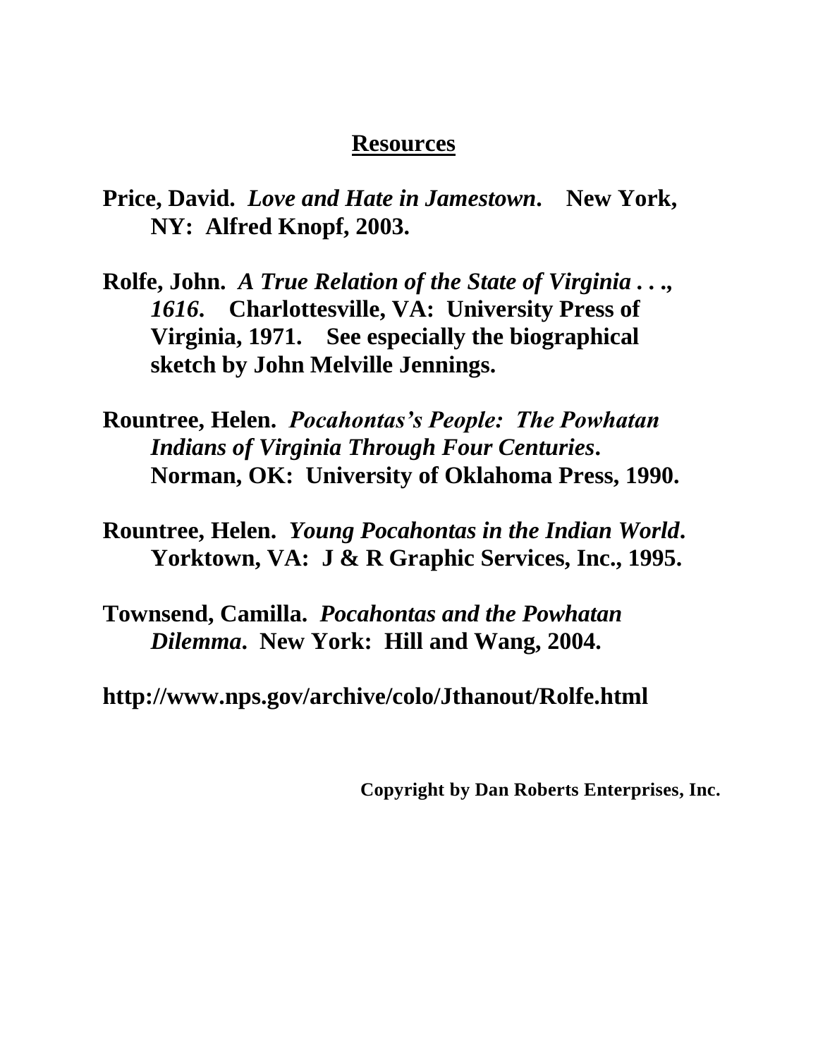## Resources

**Price, David. *Love and Hate in Jamestown*. New York, NY: Alfred Knopf, 2003.**

**Rolfe, John. *A True Relation of the State of Virginia . . ., 1616*. Charlottesville, VA: University Press of Virginia, 1971. See especially the biographical sketch by John Melville Jennings.**

**Rountree, Helen. *Pocahontas's People: The Powhatan Indians of Virginia Through Four Centuries*. Norman, OK: University of Oklahoma Press, 1990.**

**Rountree, Helen. *Young Pocahontas in the Indian World*. Yorktown, VA: J & R Graphic Services, Inc., 1995.**

**Townsend, Camilla. *Pocahontas and the Powhatan Dilemma*. New York: Hill and Wang, 2004.**

**http://www.nps.gov/archive/colo/Jthanout/Rolfe.html**

**Copyright by Dan Roberts Enterprises, Inc.**